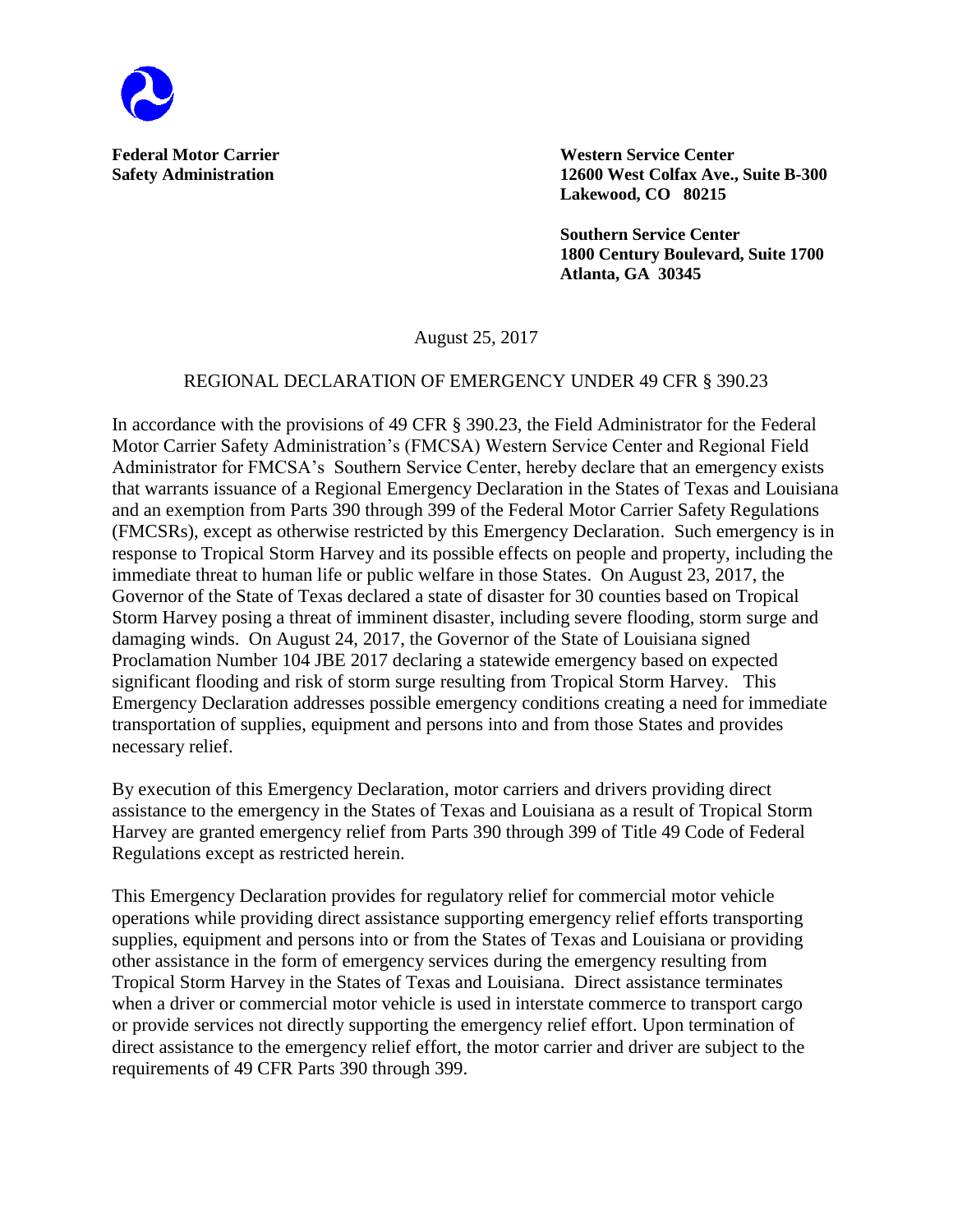**Federal Motor Carrier Safety Administration**

**Western Service Center**
**12600 West Colfax Ave., Suite B-300**
**Lakewood, CO 80215**

**Southern Service Center**
**1800 Century Boulevard, Suite 1700**
**Atlanta, GA 30345**

August 25, 2017

REGIONAL DECLARATION OF EMERGENCY UNDER 49 CFR § 390.23

In accordance with the provisions of 49 CFR § 390.23, the Field Administrator for the Federal Motor Carrier Safety Administration's (FMCSA) Western Service Center and Regional Field Administrator for FMCSA's Southern Service Center, hereby declare that an emergency exists that warrants issuance of a Regional Emergency Declaration in the States of Texas and Louisiana and an exemption from Parts 390 through 399 of the Federal Motor Carrier Safety Regulations (FMCSRs), except as otherwise restricted by this Emergency Declaration. Such emergency is in response to Tropical Storm Harvey and its possible effects on people and property, including the immediate threat to human life or public welfare in those States. On August 23, 2017, the Governor of the State of Texas declared a state of disaster for 30 counties based on Tropical Storm Harvey posing a threat of imminent disaster, including severe flooding, storm surge and damaging winds. On August 24, 2017, the Governor of the State of Louisiana signed Proclamation Number 104 JBE 2017 declaring a statewide emergency based on expected significant flooding and risk of storm surge resulting from Tropical Storm Harvey. This Emergency Declaration addresses possible emergency conditions creating a need for immediate transportation of supplies, equipment and persons into and from those States and provides necessary relief.

By execution of this Emergency Declaration, motor carriers and drivers providing direct assistance to the emergency in the States of Texas and Louisiana as a result of Tropical Storm Harvey are granted emergency relief from Parts 390 through 399 of Title 49 Code of Federal Regulations except as restricted herein.

This Emergency Declaration provides for regulatory relief for commercial motor vehicle operations while providing direct assistance supporting emergency relief efforts transporting supplies, equipment and persons into or from the States of Texas and Louisiana or providing other assistance in the form of emergency services during the emergency resulting from Tropical Storm Harvey in the States of Texas and Louisiana. Direct assistance terminates when a driver or commercial motor vehicle is used in interstate commerce to transport cargo or provide services not directly supporting the emergency relief effort. Upon termination of direct assistance to the emergency relief effort, the motor carrier and driver are subject to the requirements of 49 CFR Parts 390 through 399.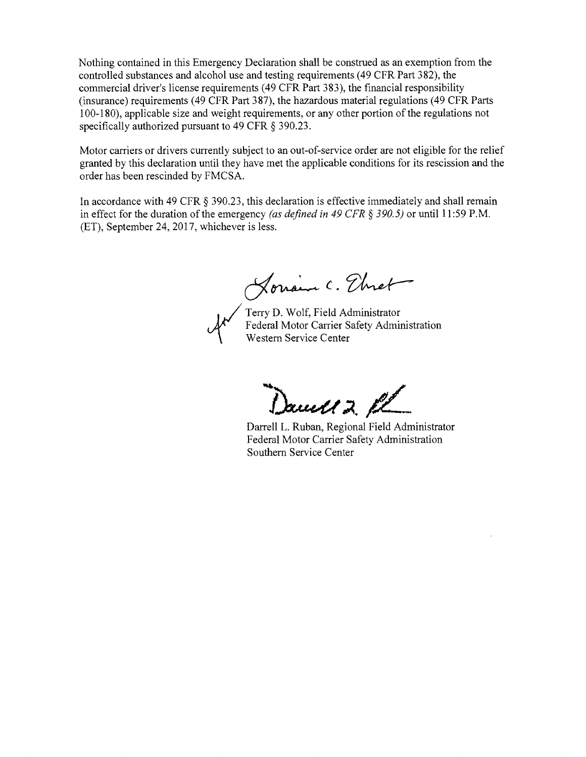Nothing contained in this Emergency Declaration shall be construed as an exemption from the controlled substances and alcohol use and testing requirements (49 CFR Part 382), the commercial driver's license requirements (49 CFR Part 383), the financial responsibility (insurance) requirements (49 CFR Part 387), the hazardous material regulations (49 CFR Parts 100-180), applicable size and weight requirements, or any other portion of the regulations not specifically authorized pursuant to 49 CFR § 390.23.

Motor carriers or drivers currently subject to an out-of-service order are not eligible for the relief granted by this declaration until they have met the applicable conditions for its rescission and the order has been rescinded by FMCSA.

In accordance with 49 CFR § 390.23, this declaration is effective immediately and shall remain in effect for the duration of the emergency *(as defined in 49 CFR § 390.5)* or until 11:59 P.M. (ET), September 24, 2017, whichever is less.

Terry D. Wolf, Field Administrator
Federal Motor Carrier Safety Administration
Western Service Center

Darrell L. Ruban, Regional Field Administrator
Federal Motor Carrier Safety Administration
Southern Service Center